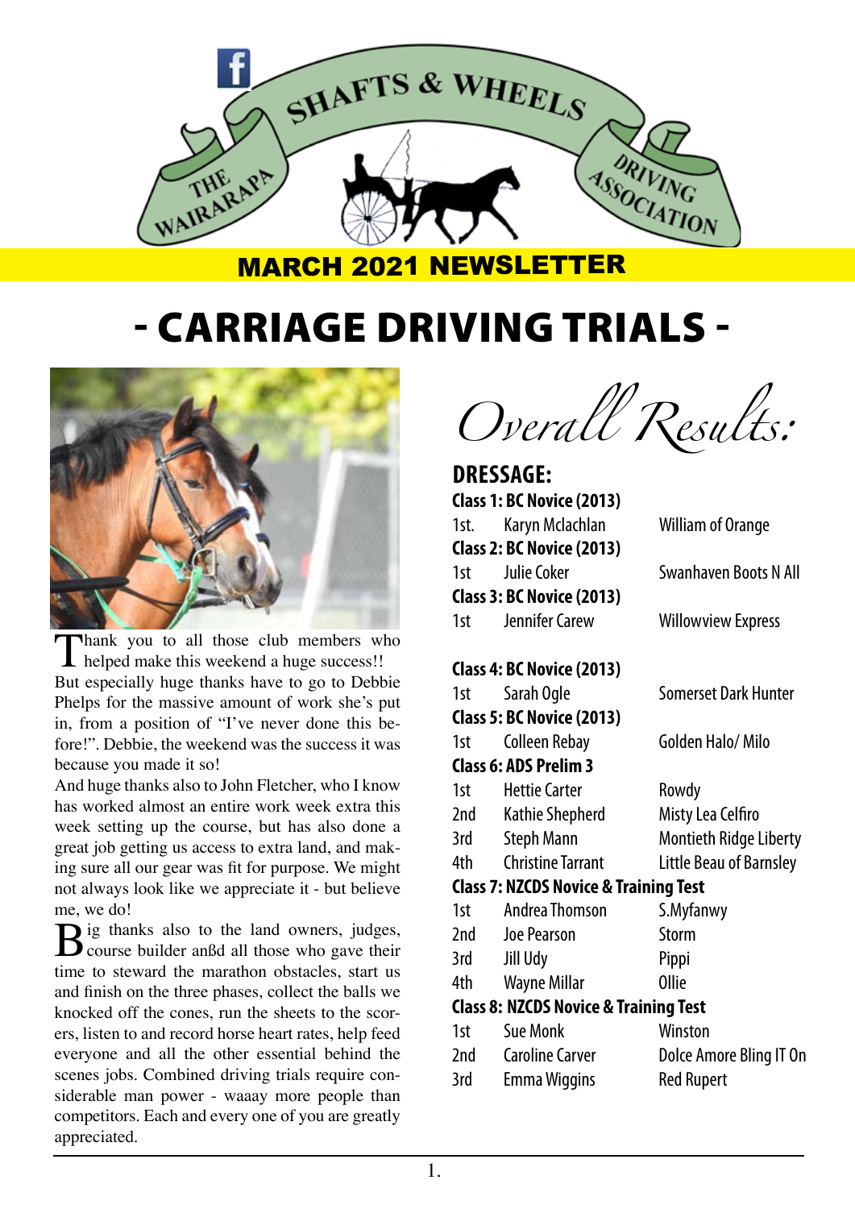THE WAIRARAPA SHAFTS & WHEELS DRIVING ASSOCIATION

MARCH 2021 NEWSLETTER

# - CARRIAGE DRIVING TRIALS -

Thank you to all those club members who helped make this weekend a huge success!! But especially huge thanks have to go to Debbie Phelps for the massive amount of work she's put in, from a position of "I've never done this before!". Debbie, the weekend was the success it was because you made it so!

And huge thanks also to John Fletcher, who I know has worked almost an entire work week extra this week setting up the course, but has also done a great job getting us access to extra land, and making sure all our gear was fit for purpose. We might not always look like we appreciate it - but believe me, we do!

Big thanks also to the land owners, judges, course builder anßd all those who gave their time to steward the marathon obstacles, start us and finish on the three phases, collect the balls we knocked off the cones, run the sheets to the scorers, listen to and record horse heart rates, help feed everyone and all the other essential behind the scenes jobs. Combined driving trials require considerable man power - waaay more people than competitors. Each and every one of you are greatly appreciated.

## *Overall Results:*

### DRESSAGE:

**Class 1: BC Novice (2013)**

| | | |
|---|---|---|
| 1st. | Karyn Mclachlan | William of Orange |

**Class 2: BC Novice (2013)**

| | | |
|---|---|---|
| 1st | Julie Coker | Swanhaven Boots N All |

**Class 3: BC Novice (2013)**

| | | |
|---|---|---|
| 1st | Jennifer Carew | Willowview Express |

**Class 4: BC Novice (2013)**

| | | |
|---|---|---|
| 1st | Sarah Ogle | Somerset Dark Hunter |

**Class 5: BC Novice (2013)**

| | | |
|---|---|---|
| 1st | Colleen Rebay | Golden Halo/ Milo |

**Class 6: ADS Prelim 3**

| | | |
|---|---|---|
| 1st | Hettie Carter | Rowdy |
| 2nd | Kathie Shepherd | Misty Lea Celfiro |
| 3rd | Steph Mann | Montieth Ridge Liberty |
| 4th | Christine Tarrant | Little Beau of Barnsley |

**Class 7: NZCDS Novice & Training Test**

| | | |
|---|---|---|
| 1st | Andrea Thomson | S.Myfanwy |
| 2nd | Joe Pearson | Storm |
| 3rd | Jill Udy | Pippi |
| 4th | Wayne Millar | Ollie |

**Class 8: NZCDS Novice & Training Test**

| | | |
|---|---|---|
| 1st | Sue Monk | Winston |
| 2nd | Caroline Carver | Dolce Amore Bling IT On |
| 3rd | Emma Wiggins | Red Rupert |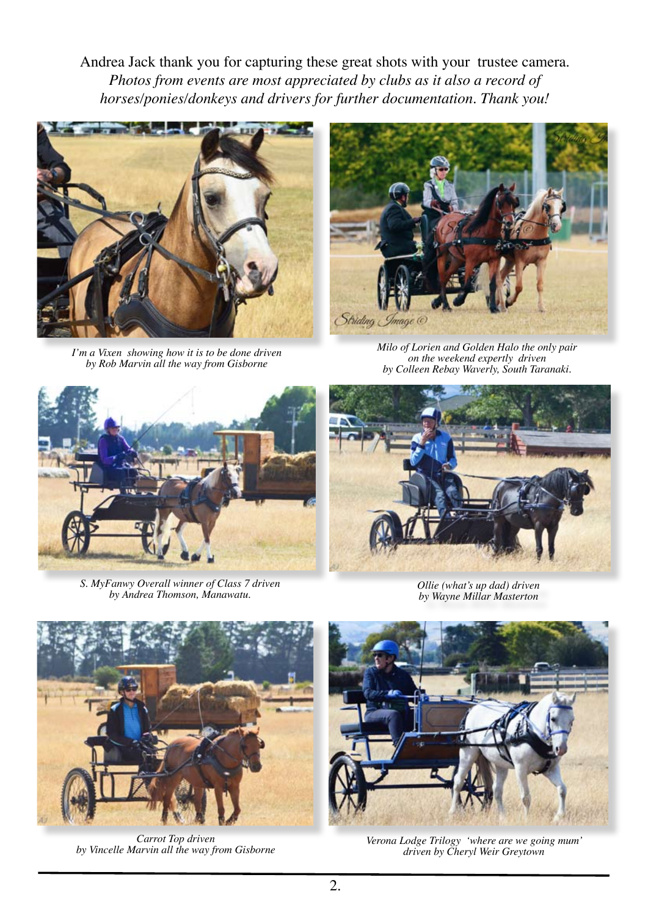Andrea Jack thank you for capturing these great shots with your trustee camera.
*Photos from events are most appreciated by clubs as it also a record of horses/ponies/donkeys and drivers for further documentation. Thank you!*

*I'm a Vixen showing how it is to be done driven by Rob Marvin all the way from Gisborne*

*Milo of Lorien and Golden Halo the only pair on the weekend expertly driven by Colleen Rebay Waverly, South Taranaki.*

*S. MyFanwy Overall winner of Class 7 driven by Andrea Thomson, Manawatu.*

*Ollie (what's up dad) driven by Wayne Millar Masterton*

*Carrot Top driven by Vincelle Marvin all the way from Gisborne*

*Verona Lodge Trilogy 'where are we going mum' driven by Cheryl Weir Greytown*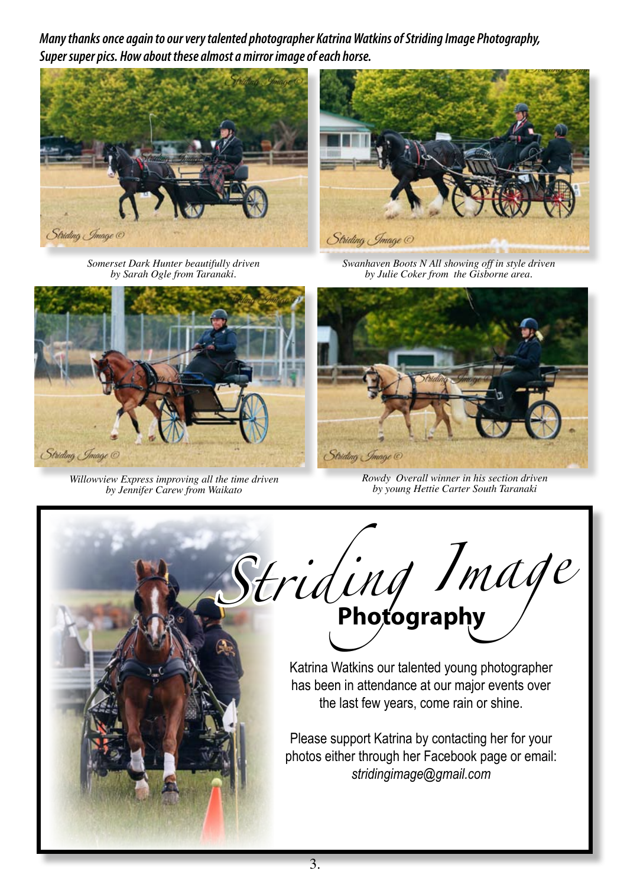***Many thanks once again to our very talented photographer Katrina Watkins of Striding Image Photography, Super super pics. How about these almost a mirror image of each horse.***

*Somerset Dark Hunter beautifully driven by Sarah Ogle from Taranaki.*

*Swanhaven Boots N All showing off in style driven by Julie Coker from the Gisborne area.*

*Willowview Express improving all the time driven by Jennifer Carew from Waikato*

*Rowdy Overall winner in his section driven by young Hettie Carter South Taranaki*

# *Striding Image*

## **Photography**

Katrina Watkins our talented young photographer has been in attendance at our major events over the last few years, come rain or shine.

Please support Katrina by contacting her for your photos either through her Facebook page or email: *stridingimage@gmail.com*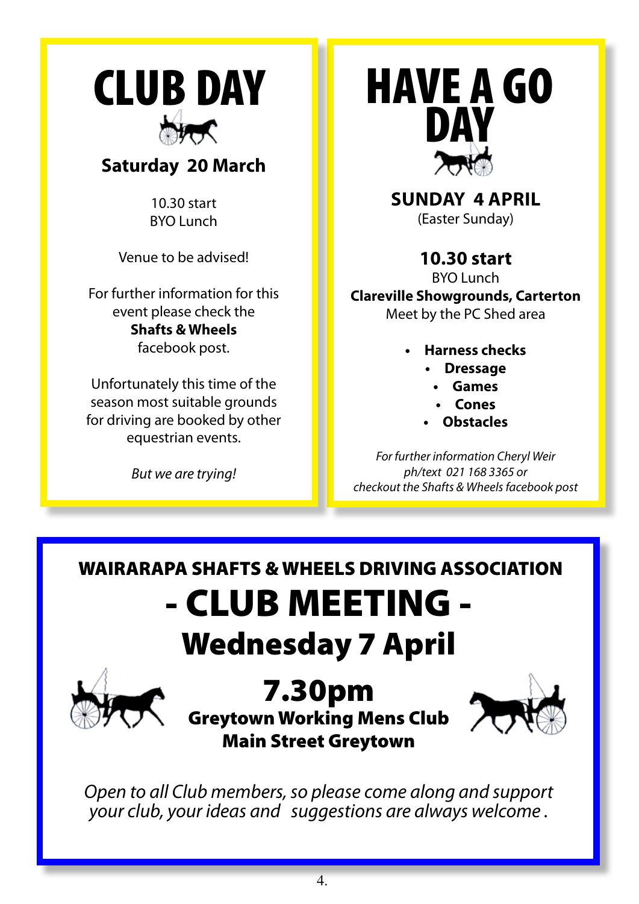# CLUB DAY

**Saturday 20 March**

10.30 start
BYO Lunch

Venue to be advised!

For further information for this event please check the **Shafts & Wheels** facebook post.

Unfortunately this time of the season most suitable grounds for driving are booked by other equestrian events.

*But we are trying!*

# HAVE A GO DAY

**SUNDAY 4 APRIL**
(Easter Sunday)

**10.30 start**
BYO Lunch
**Clareville Showgrounds, Carterton**
Meet by the PC Shed area

- **Harness checks**
- **Dressage**
- **Games**
- **Cones**
- **Obstacles**

*For further information Cheryl Weir ph/text 021 168 3365 or checkout the Shafts & Wheels facebook post*

## WAIRARAPA SHAFTS & WHEELS DRIVING ASSOCIATION

# - CLUB MEETING -

## Wednesday 7 April

## 7.30pm

**Greytown Working Mens Club**
**Main Street Greytown**

*Open to all Club members, so please come along and support your club, your ideas and suggestions are always welcome .*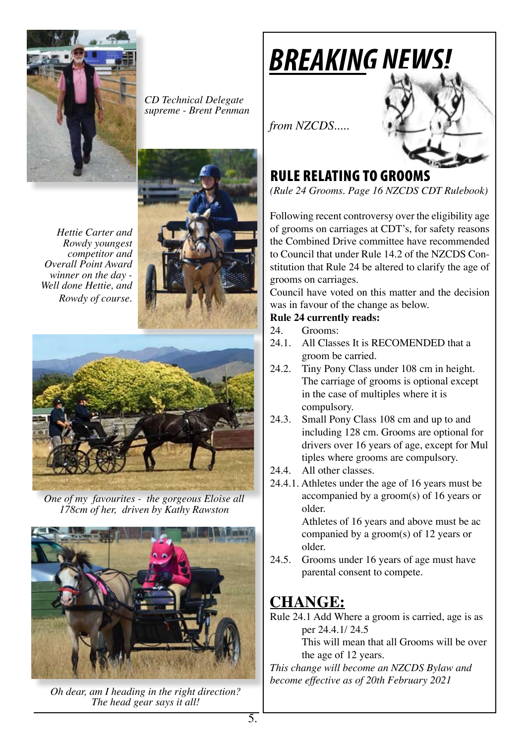*CD Technical Delegate supreme - Brent Penman*

*Hettie Carter and Rowdy youngest competitor and Overall Point Award winner on the day - Well done Hettie, and Rowdy of course.*

*One of my favourites - the gorgeous Eloise all 178cm of her, driven by Kathy Rawston*

*Oh dear, am I heading in the right direction? The head gear says it all!*

# BREAKING NEWS!

*from NZCDS.....*

## RULE RELATING TO GROOMS

*(Rule 24 Grooms. Page 16 NZCDS CDT Rulebook)*

Following recent controversy over the eligibility age of grooms on carriages at CDT's, for safety reasons the Combined Drive committee have recommended to Council that under Rule 14.2 of the NZCDS Constitution that Rule 24 be altered to clarify the age of grooms on carriages.

Council have voted on this matter and the decision was in favour of the change as below.

**Rule 24 currently reads:**

24. Grooms:

24.1. All Classes It is RECOMENDED that a groom be carried.

24.2. Tiny Pony Class under 108 cm in height. The carriage of grooms is optional except in the case of multiples where it is compulsory.

24.3. Small Pony Class 108 cm and up to and including 128 cm. Grooms are optional for drivers over 16 years of age, except for Multiples where grooms are compulsory.

24.4. All other classes.

24.4.1. Athletes under the age of 16 years must be accompanied by a groom(s) of 16 years or older.
Athletes of 16 years and above must be accompanied by a groom(s) of 12 years or older.

24.5. Grooms under 16 years of age must have parental consent to compete.

## CHANGE:

Rule 24.1 Add Where a groom is carried, age is as per 24.4.1/ 24.5
This will mean that all Grooms will be over the age of 12 years.

*This change will become an NZCDS Bylaw and become effective as of 20th February 2021*